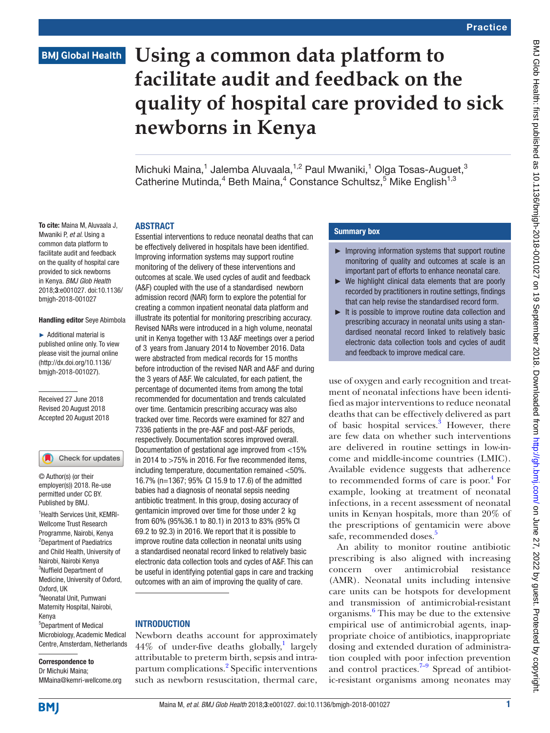Practice

# Using a common data platform to facilitate audit and feedback on the quality of hospital care provided to sick newborns in Kenya

Michuki Maina,[1] Jalemba Aluvaala,[1,2] Paul Mwaniki,[1] Olga Tosas-Auguet,[3] Catherine Mutinda,[4] Beth Maina,[4] Constance Schultsz,[5] Mike English[1,3]

**To cite:** Maina M, Aluvaala J, Mwaniki P, *et al*. Using a common data platform to facilitate audit and feedback on the quality of hospital care provided to sick newborns in Kenya. *BMJ Glob Health* 2018;**3**:e001027. doi:10.1136/bmjgh-2018-001027

**Handling editor** Seye Abimbola

► Additional material is published online only. To view please visit the journal online (http://dx.doi.org/10.1136/bmjgh-2018-001027).

Received 27 June 2018
Revised 20 August 2018
Accepted 20 August 2018

© Author(s) (or their employer(s)) 2018. Re-use permitted under CC BY. Published by BMJ.

[1]Health Services Unit, KEMRI-Wellcome Trust Research Programme, Nairobi, Kenya
[2]Department of Paediatrics and Child Health, University of Nairobi, Nairobi Kenya
[3]Nuffield Department of Medicine, University of Oxford, Oxford, UK
[4]Neonatal Unit, Pumwani Maternity Hospital, Nairobi, Kenya
[5]Department of Medical Microbiology, Academic Medical Centre, Amsterdam, Netherlands

**Correspondence to**
Dr Michuki Maina;
MMaina@kemri-wellcome.org

## ABSTRACT

Essential interventions to reduce neonatal deaths that can be effectively delivered in hospitals have been identified. Improving information systems may support routine monitoring of the delivery of these interventions and outcomes at scale. We used cycles of audit and feedback (A&F) coupled with the use of a standardised newborn admission record (NAR) form to explore the potential for creating a common inpatient neonatal data platform and illustrate its potential for monitoring prescribing accuracy. Revised NARs were introduced in a high volume, neonatal unit in Kenya together with 13 A&F meetings over a period of 3 years from January 2014 to November 2016. Data were abstracted from medical records for 15 months before introduction of the revised NAR and A&F and during the 3 years of A&F. We calculated, for each patient, the percentage of documented items from among the total recommended for documentation and trends calculated over time. Gentamicin prescribing accuracy was also tracked over time. Records were examined for 827 and 7336 patients in the pre-A&F and post-A&F periods, respectively. Documentation scores improved overall. Documentation of gestational age improved from <15% in 2014 to >75% in 2016. For five recommended items, including temperature, documentation remained <50%. 16.7% (n=1367; 95% CI 15.9 to 17.6) of the admitted babies had a diagnosis of neonatal sepsis needing antibiotic treatment. In this group, dosing accuracy of gentamicin improved over time for those under 2 kg from 60% (95%36.1 to 80.1) in 2013 to 83% (95% CI 69.2 to 92.3) in 2016. We report that it is possible to improve routine data collection in neonatal units using a standardised neonatal record linked to relatively basic electronic data collection tools and cycles of A&F. This can be useful in identifying potential gaps in care and tracking outcomes with an aim of improving the quality of care.

### Summary box

- ► Improving information systems that support routine monitoring of quality and outcomes at scale is an important part of efforts to enhance neonatal care.
- ► We highlight clinical data elements that are poorly recorded by practitioners in routine settings, findings that can help revise the standardised record form.
- ► It is possible to improve routine data collection and prescribing accuracy in neonatal units using a standardised neonatal record linked to relatively basic electronic data collection tools and cycles of audit and feedback to improve medical care.

## INTRODUCTION

Newborn deaths account for approximately 44% of under-five deaths globally,[1] largely attributable to preterm birth, sepsis and intrapartum complications.[2] Specific interventions such as newborn resuscitation, thermal care, use of oxygen and early recognition and treatment of neonatal infections have been identified as major interventions to reduce neonatal deaths that can be effectively delivered as part of basic hospital services.[3] However, there are few data on whether such interventions are delivered in routine settings in low-income and middle-income countries (LMIC). Available evidence suggests that adherence to recommended forms of care is poor.[4] For example, looking at treatment of neonatal infections, in a recent assessment of neonatal units in Kenyan hospitals, more than 20% of the prescriptions of gentamicin were above safe, recommended doses.[5]

An ability to monitor routine antibiotic prescribing is also aligned with increasing concern over antimicrobial resistance (AMR). Neonatal units including intensive care units can be hotspots for development and transmission of antimicrobial-resistant organisms.[6] This may be due to the extensive empirical use of antimicrobial agents, inappropriate choice of antibiotics, inappropriate dosing and extended duration of administration coupled with poor infection prevention and control practices.[7–9] Spread of antibiotic-resistant organisms among neonates may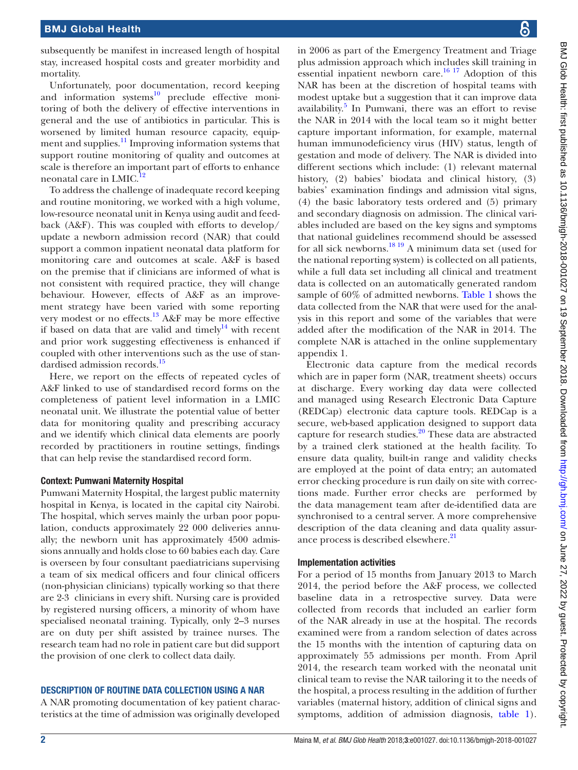subsequently be manifest in increased length of hospital stay, increased hospital costs and greater morbidity and mortality.

Unfortunately, poor documentation, record keeping and information systems[10] preclude effective monitoring of both the delivery of effective interventions in general and the use of antibiotics in particular. This is worsened by limited human resource capacity, equipment and supplies.[11] Improving information systems that support routine monitoring of quality and outcomes at scale is therefore an important part of efforts to enhance neonatal care in LMIC.[12]

To address the challenge of inadequate record keeping and routine monitoring, we worked with a high volume, low-resource neonatal unit in Kenya using audit and feedback (A&F). This was coupled with efforts to develop/update a newborn admission record (NAR) that could support a common inpatient neonatal data platform for monitoring care and outcomes at scale. A&F is based on the premise that if clinicians are informed of what is not consistent with required practice, they will change behaviour. However, effects of A&F as an improvement strategy have been varied with some reporting very modest or no effects.[13] A&F may be more effective if based on data that are valid and timely[14] with recent and prior work suggesting effectiveness is enhanced if coupled with other interventions such as the use of standardised admission records.[15]

Here, we report on the effects of repeated cycles of A&F linked to use of standardised record forms on the completeness of patient level information in a LMIC neonatal unit. We illustrate the potential value of better data for monitoring quality and prescribing accuracy and we identify which clinical data elements are poorly recorded by practitioners in routine settings, findings that can help revise the standardised record form.

### Context: Pumwani Maternity Hospital

Pumwani Maternity Hospital, the largest public maternity hospital in Kenya, is located in the capital city Nairobi. The hospital, which serves mainly the urban poor population, conducts approximately 22 000 deliveries annually; the newborn unit has approximately 4500 admissions annually and holds close to 60 babies each day. Care is overseen by four consultant paediatricians supervising a team of six medical officers and four clinical officers (non-physician clinicians) typically working so that there are 2-3 clinicians in every shift. Nursing care is provided by registered nursing officers, a minority of whom have specialised neonatal training. Typically, only 2–3 nurses are on duty per shift assisted by trainee nurses. The research team had no role in patient care but did support the provision of one clerk to collect data daily.

## DESCRIPTION OF ROUTINE DATA COLLECTION USING A NAR

A NAR promoting documentation of key patient characteristics at the time of admission was originally developed in 2006 as part of the Emergency Treatment and Triage plus admission approach which includes skill training in essential inpatient newborn care.[16,17] Adoption of this NAR has been at the discretion of hospital teams with modest uptake but a suggestion that it can improve data availability.[5] In Pumwani, there was an effort to revise the NAR in 2014 with the local team so it might better capture important information, for example, maternal human immunodeficiency virus (HIV) status, length of gestation and mode of delivery. The NAR is divided into different sections which include: (1) relevant maternal history, (2) babies' biodata and clinical history, (3) babies' examination findings and admission vital signs, (4) the basic laboratory tests ordered and (5) primary and secondary diagnosis on admission. The clinical variables included are based on the key signs and symptoms that national guidelines recommend should be assessed for all sick newborns.[18,19] A minimum data set (used for the national reporting system) is collected on all patients, while a full data set including all clinical and treatment data is collected on an automatically generated random sample of 60% of admitted newborns. Table 1 shows the data collected from the NAR that were used for the analysis in this report and some of the variables that were added after the modification of the NAR in 2014. The complete NAR is attached in the online supplementary appendix 1.

Electronic data capture from the medical records which are in paper form (NAR, treatment sheets) occurs at discharge. Every working day data were collected and managed using Research Electronic Data Capture (REDCap) electronic data capture tools. REDCap is a secure, web-based application designed to support data capture for research studies.[20] These data are abstracted by a trained clerk stationed at the health facility. To ensure data quality, built-in range and validity checks are employed at the point of data entry; an automated error checking procedure is run daily on site with corrections made. Further error checks are performed by the data management team after de-identified data are synchronised to a central server. A more comprehensive description of the data cleaning and data quality assurance process is described elsewhere.[21]

### Implementation activities

For a period of 15 months from January 2013 to March 2014, the period before the A&F process, we collected baseline data in a retrospective survey. Data were collected from records that included an earlier form of the NAR already in use at the hospital. The records examined were from a random selection of dates across the 15 months with the intention of capturing data on approximately 55 admissions per month. From April 2014, the research team worked with the neonatal unit clinical team to revise the NAR tailoring it to the needs of the hospital, a process resulting in the addition of further variables (maternal history, addition of clinical signs and symptoms, addition of admission diagnosis, table 1).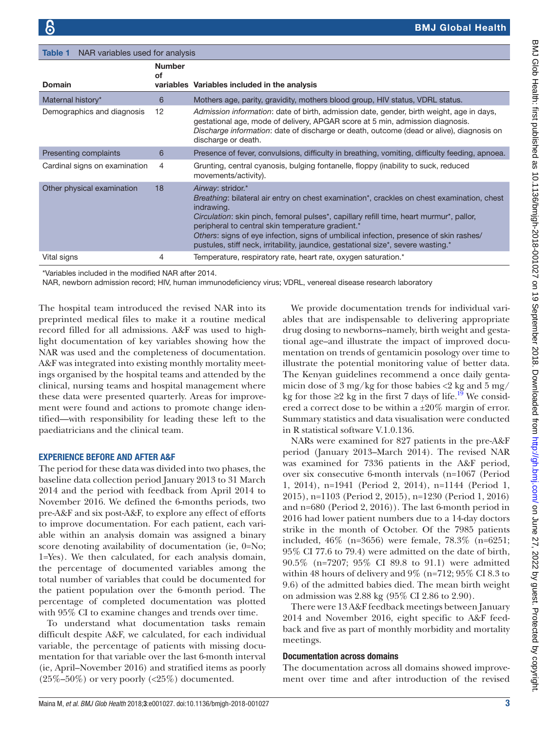**Table 1** NAR variables used for analysis

| Domain | Number of variables | Variables included in the analysis |
|---|---|---|
| Maternal history* | 6 | Mothers age, parity, gravidity, mothers blood group, HIV status, VDRL status. |
| Demographics and diagnosis | 12 | *Admission information*: date of birth, admission date, gender, birth weight, age in days, gestational age, mode of delivery, APGAR score at 5 min, admission diagnosis. *Discharge information*: date of discharge or death, outcome (dead or alive), diagnosis on discharge or death. |
| Presenting complaints | 6 | Presence of fever, convulsions, difficulty in breathing, vomiting, difficulty feeding, apnoea. |
| Cardinal signs on examination | 4 | Grunting, central cyanosis, bulging fontanelle, floppy (inability to suck, reduced movements/activity). |
| Other physical examination | 18 | *Airway*: stridor.* *Breathing*: bilateral air entry on chest examination*, crackles on chest examination, chest indrawing. *Circulation*: skin pinch, femoral pulses*, capillary refill time, heart murmur*, pallor, peripheral to central skin temperature gradient.* *Others*: signs of eye infection, signs of umbilical infection, presence of skin rashes/pustules, stiff neck, irritability, jaundice, gestational size*, severe wasting.* |
| Vital signs | 4 | Temperature, respiratory rate, heart rate, oxygen saturation.* |

*Variables included in the modified NAR after 2014.
NAR, newborn admission record; HIV, human immunodeficiency virus; VDRL, venereal disease research laboratory

The hospital team introduced the revised NAR into its preprinted medical files to make it a routine medical record filled for all admissions. A&F was used to highlight documentation of key variables showing how the NAR was used and the completeness of documentation. A&F was integrated into existing monthly mortality meetings organised by the hospital teams and attended by the clinical, nursing teams and hospital management where these data were presented quarterly. Areas for improvement were found and actions to promote change identified—with responsibility for leading these left to the paediatricians and the clinical team.

## EXPERIENCE BEFORE AND AFTER A&F

The period for these data was divided into two phases, the baseline data collection period January 2013 to 31 March 2014 and the period with feedback from April 2014 to November 2016. We defined the 6-months periods, two pre-A&F and six post-A&F, to explore any effect of efforts to improve documentation. For each patient, each variable within an analysis domain was assigned a binary score denoting availability of documentation (ie, 0=No; 1=Yes). We then calculated, for each analysis domain, the percentage of documented variables among the total number of variables that could be documented for the patient population over the 6-month period. The percentage of completed documentation was plotted with 95% CI to examine changes and trends over time.

To understand what documentation tasks remain difficult despite A&F, we calculated, for each individual variable, the percentage of patients with missing documentation for that variable over the last 6-month interval (ie, April–November 2016) and stratified items as poorly (25%–50%) or very poorly (<25%) documented.

We provide documentation trends for individual variables that are indispensable to delivering appropriate drug dosing to newborns–namely, birth weight and gestational age–and illustrate the impact of improved documentation on trends of gentamicin posology over time to illustrate the potential monitoring value of better data. The Kenyan guidelines recommend a once daily gentamicin dose of 3 mg/kg for those babies <2 kg and 5 mg/kg for those ≥2 kg in the first 7 days of life.[19] We considered a correct dose to be within a ±20% margin of error. Summary statistics and data visualisation were conducted in R statistical software V.1.0.136.

NARs were examined for 827 patients in the pre-A&F period (January 2013–March 2014). The revised NAR was examined for 7336 patients in the A&F period, over six consecutive 6-month intervals (n=1067 (Period 1, 2014), n=1941 (Period 2, 2014), n=1144 (Period 1, 2015), n=1103 (Period 2, 2015), n=1230 (Period 1, 2016) and n=680 (Period 2, 2016)). The last 6-month period in 2016 had lower patient numbers due to a 14-day doctors strike in the month of October. Of the 7985 patients included, 46% (n=3656) were female, 78.3% (n=6251; 95% CI 77.6 to 79.4) were admitted on the date of birth, 90.5% (n=7207; 95% CI 89.8 to 91.1) were admitted within 48 hours of delivery and 9% (n=712; 95% CI 8.3 to 9.6) of the admitted babies died. The mean birth weight on admission was 2.88 kg (95% CI 2.86 to 2.90).

There were 13 A&F feedback meetings between January 2014 and November 2016, eight specific to A&F feedback and five as part of monthly morbidity and mortality meetings.

### Documentation across domains

The documentation across all domains showed improvement over time and after introduction of the revised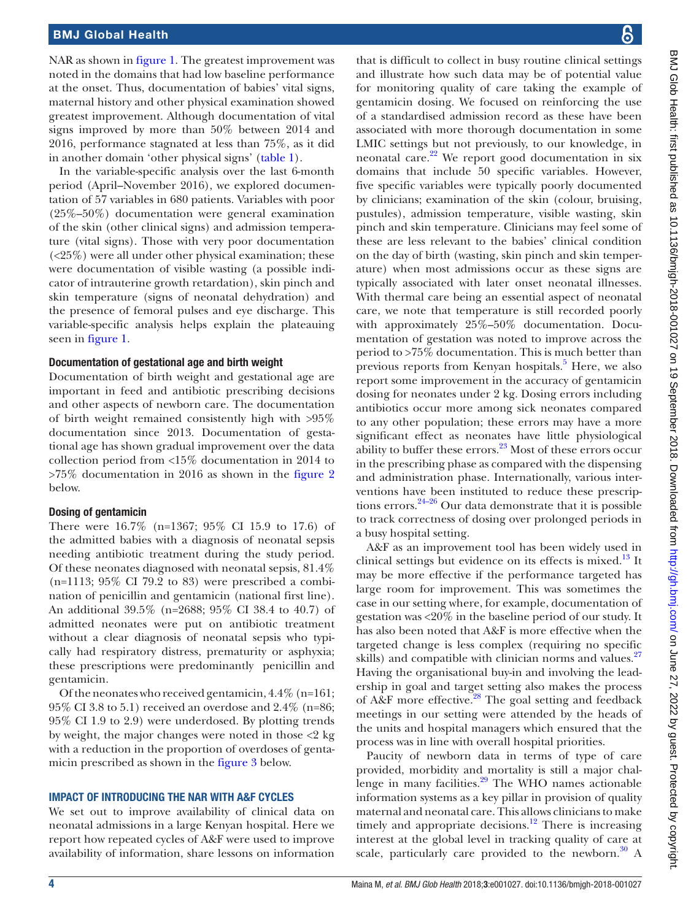NAR as shown in figure 1. The greatest improvement was noted in the domains that had low baseline performance at the onset. Thus, documentation of babies' vital signs, maternal history and other physical examination showed greatest improvement. Although documentation of vital signs improved by more than 50% between 2014 and 2016, performance stagnated at less than 75%, as it did in another domain 'other physical signs' (table 1).

In the variable-specific analysis over the last 6-month period (April–November 2016), we explored documentation of 57 variables in 680 patients. Variables with poor (25%–50%) documentation were general examination of the skin (other clinical signs) and admission temperature (vital signs). Those with very poor documentation (<25%) were all under other physical examination; these were documentation of visible wasting (a possible indicator of intrauterine growth retardation), skin pinch and skin temperature (signs of neonatal dehydration) and the presence of femoral pulses and eye discharge. This variable-specific analysis helps explain the plateauing seen in figure 1.

### Documentation of gestational age and birth weight

Documentation of birth weight and gestational age are important in feed and antibiotic prescribing decisions and other aspects of newborn care. The documentation of birth weight remained consistently high with >95% documentation since 2013. Documentation of gestational age has shown gradual improvement over the data collection period from <15% documentation in 2014 to >75% documentation in 2016 as shown in the figure 2 below.

### Dosing of gentamicin

There were 16.7% (n=1367; 95% CI 15.9 to 17.6) of the admitted babies with a diagnosis of neonatal sepsis needing antibiotic treatment during the study period. Of these neonates diagnosed with neonatal sepsis, 81.4% (n=1113; 95% CI 79.2 to 83) were prescribed a combination of penicillin and gentamicin (national first line). An additional 39.5% (n=2688; 95% CI 38.4 to 40.7) of admitted neonates were put on antibiotic treatment without a clear diagnosis of neonatal sepsis who typically had respiratory distress, prematurity or asphyxia; these prescriptions were predominantly penicillin and gentamicin.

Of the neonates who received gentamicin, 4.4% (n=161; 95% CI 3.8 to 5.1) received an overdose and 2.4% (n=86; 95% CI 1.9 to 2.9) were underdosed. By plotting trends by weight, the major changes were noted in those <2 kg with a reduction in the proportion of overdoses of gentamicin prescribed as shown in the figure 3 below.

## IMPACT OF INTRODUCING THE NAR WITH A&F CYCLES

We set out to improve availability of clinical data on neonatal admissions in a large Kenyan hospital. Here we report how repeated cycles of A&F were used to improve availability of information, share lessons on information that is difficult to collect in busy routine clinical settings and illustrate how such data may be of potential value for monitoring quality of care taking the example of gentamicin dosing. We focused on reinforcing the use of a standardised admission record as these have been associated with more thorough documentation in some LMIC settings but not previously, to our knowledge, in neonatal care.[22] We report good documentation in six domains that include 50 specific variables. However, five specific variables were typically poorly documented by clinicians; examination of the skin (colour, bruising, pustules), admission temperature, visible wasting, skin pinch and skin temperature. Clinicians may feel some of these are less relevant to the babies' clinical condition on the day of birth (wasting, skin pinch and skin temperature) when most admissions occur as these signs are typically associated with later onset neonatal illnesses. With thermal care being an essential aspect of neonatal care, we note that temperature is still recorded poorly with approximately 25%–50% documentation. Documentation of gestation was noted to improve across the period to >75% documentation. This is much better than previous reports from Kenyan hospitals.[5] Here, we also report some improvement in the accuracy of gentamicin dosing for neonates under 2 kg. Dosing errors including antibiotics occur more among sick neonates compared to any other population; these errors may have a more significant effect as neonates have little physiological ability to buffer these errors.[23] Most of these errors occur in the prescribing phase as compared with the dispensing and administration phase. Internationally, various interventions have been instituted to reduce these prescriptions errors.[24–26] Our data demonstrate that it is possible to track correctness of dosing over prolonged periods in a busy hospital setting.

A&F as an improvement tool has been widely used in clinical settings but evidence on its effects is mixed.[13] It may be more effective if the performance targeted has large room for improvement. This was sometimes the case in our setting where, for example, documentation of gestation was <20% in the baseline period of our study. It has also been noted that A&F is more effective when the targeted change is less complex (requiring no specific skills) and compatible with clinician norms and values.[27] Having the organisational buy-in and involving the leadership in goal and target setting also makes the process of A&F more effective.[28] The goal setting and feedback meetings in our setting were attended by the heads of the units and hospital managers which ensured that the process was in line with overall hospital priorities.

Paucity of newborn data in terms of type of care provided, morbidity and mortality is still a major challenge in many facilities.[29] The WHO names actionable information systems as a key pillar in provision of quality maternal and neonatal care. This allows clinicians to make timely and appropriate decisions.[12] There is increasing interest at the global level in tracking quality of care at scale, particularly care provided to the newborn.[30] A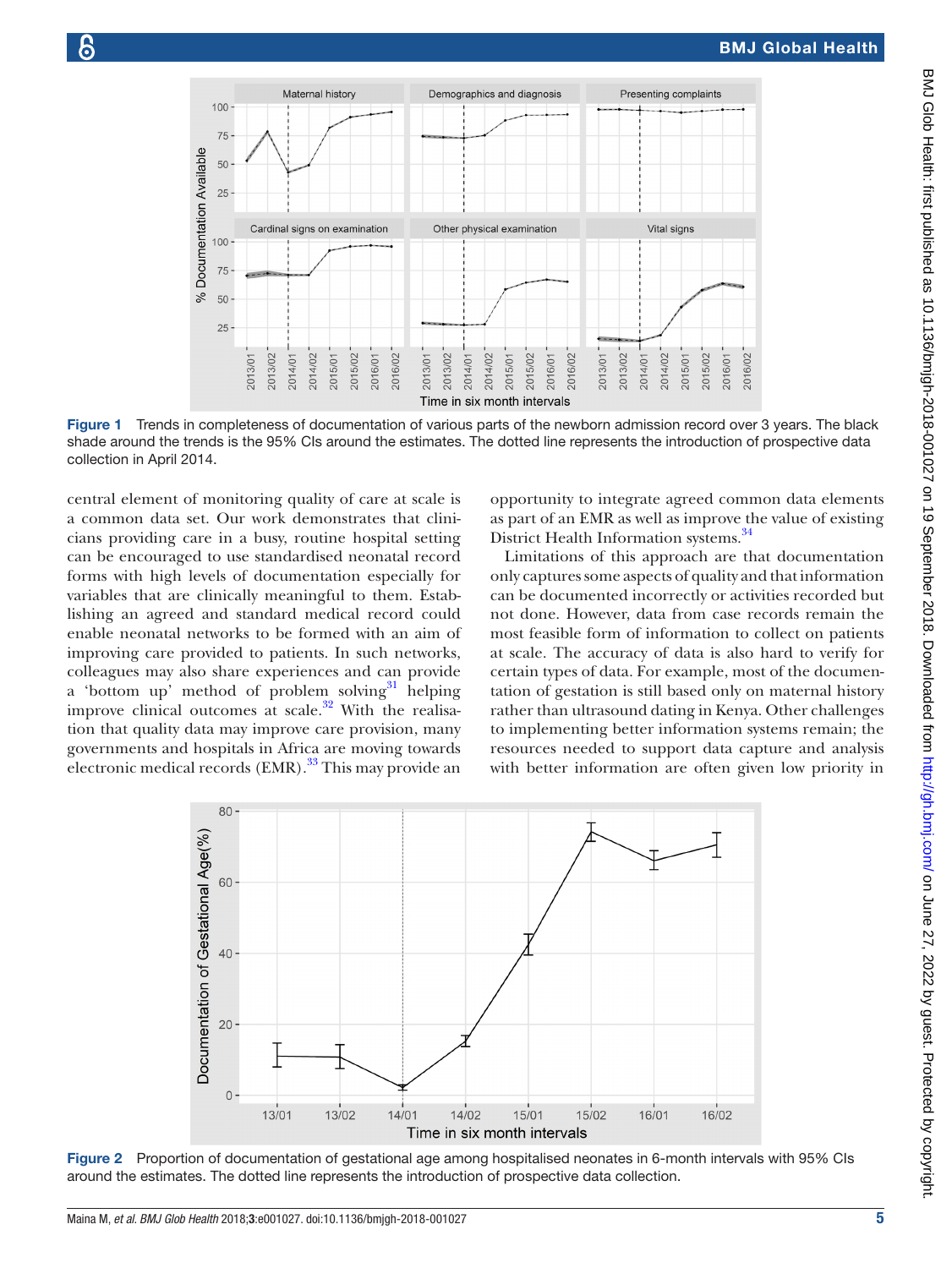Figure 1 Trends in completeness of documentation of various parts of the newborn admission record over 3 years. The black shade around the trends is the 95% CIs around the estimates. The dotted line represents the introduction of prospective data collection in April 2014.

central element of monitoring quality of care at scale is a common data set. Our work demonstrates that clinicians providing care in a busy, routine hospital setting can be encouraged to use standardised neonatal record forms with high levels of documentation especially for variables that are clinically meaningful to them. Establishing an agreed and standard medical record could enable neonatal networks to be formed with an aim of improving care provided to patients. In such networks, colleagues may also share experiences and can provide a 'bottom up' method of problem solving[31] helping improve clinical outcomes at scale.[32] With the realisation that quality data may improve care provision, many governments and hospitals in Africa are moving towards electronic medical records (EMR).[33] This may provide an opportunity to integrate agreed common data elements as part of an EMR as well as improve the value of existing District Health Information systems.[34]

Limitations of this approach are that documentation only captures some aspects of quality and that information can be documented incorrectly or activities recorded but not done. However, data from case records remain the most feasible form of information to collect on patients at scale. The accuracy of data is also hard to verify for certain types of data. For example, most of the documentation of gestation is still based only on maternal history rather than ultrasound dating in Kenya. Other challenges to implementing better information systems remain; the resources needed to support data capture and analysis with better information are often given low priority in

Figure 2 Proportion of documentation of gestational age among hospitalised neonates in 6-month intervals with 95% CIs around the estimates. The dotted line represents the introduction of prospective data collection.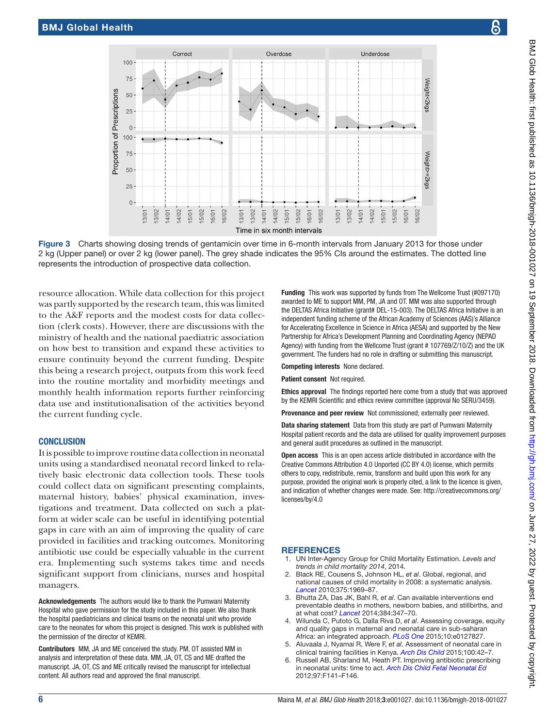Correct
Overdose
Underdose

Proportion of Prescriptions

100
75
50
25
0

Weight<2kgs
Weight>=2kgs

13/01 13/02 14/01 14/02 15/01 15/02 16/01 16/02

Time in six month intervals

**Figure 3** Charts showing dosing trends of gentamicin over time in 6-month intervals from January 2013 for those under 2 kg (Upper panel) or over 2 kg (lower panel). The grey shade indicates the 95% CIs around the estimates. The dotted line represents the introduction of prospective data collection.

resource allocation. While data collection for this project was partly supported by the research team, this was limited to the A&F reports and the modest costs for data collection (clerk costs). However, there are discussions with the ministry of health and the national paediatric association on how best to transition and expand these activities to ensure continuity beyond the current funding. Despite this being a research project, outputs from this work feed into the routine mortality and morbidity meetings and monthly health information reports further reinforcing data use and institutionalisation of the activities beyond the current funding cycle.

## CONCLUSION

It is possible to improve routine data collection in neonatal units using a standardised neonatal record linked to relatively basic electronic data collection tools. These tools could collect data on significant presenting complaints, maternal history, babies' physical examination, investigations and treatment. Data collected on such a platform at wider scale can be useful in identifying potential gaps in care with an aim of improving the quality of care provided in facilities and tracking outcomes. Monitoring antibiotic use could be especially valuable in the current era. Implementing such systems takes time and needs significant support from clinicians, nurses and hospital managers.

**Acknowledgements** The authors would like to thank the Pumwani Maternity Hospital who gave permission for the study included in this paper. We also thank the hospital paediatricians and clinical teams on the neonatal unit who provide care to the neonates for whom this project is designed. This work is published with the permission of the director of KEMRI.

**Contributors** MM, JA and ME conceived the study. PM, OT assisted MM in analysis and interpretation of these data. MM, JA, OT, CS and ME drafted the manuscript. JA, OT, CS and ME critically revised the manuscript for intellectual content. All authors read and approved the final manuscript.

**Funding** This work was supported by funds from The Wellcome Trust (#097170) awarded to ME to support MM, PM, JA and OT. MM was also supported through the DELTAS Africa Initiative (grant# DEL-15-003). The DELTAS Africa Initiative is an independent funding scheme of the African Academy of Sciences (AAS)'s Alliance for Accelerating Excellence in Science in Africa (AESA) and supported by the New Partnership for Africa's Development Planning and Coordinating Agency (NEPAD Agency) with funding from the Wellcome Trust (grant # 107769/Z/10/Z) and the UK government. The funders had no role in drafting or submitting this manuscript.

**Competing interests** None declared.

**Patient consent** Not required.

**Ethics approval** The findings reported here come from a study that was approved by the KEMRI Scientific and ethics review committee (approval No SERU/3459).

**Provenance and peer review** Not commissioned; externally peer reviewed.

**Data sharing statement** Data from this study are part of Pumwani Maternity Hospital patient records and the data are utilised for quality improvement purposes and general audit procedures as outlined in the manuscript.

**Open access** This is an open access article distributed in accordance with the Creative Commons Attribution 4.0 Unported (CC BY 4.0) license, which permits others to copy, redistribute, remix, transform and build upon this work for any purpose, provided the original work is properly cited, a link to the licence is given, and indication of whether changes were made. See: http://creativecommons.org/licenses/by/4.0

## REFERENCES

1. UN Inter-Agency Group for Child Mortality Estimation. *Levels and trends in child mortality 2014*, 2014.
2. Black RE, Cousens S, Johnson HL, *et al*. Global, regional, and national causes of child mortality in 2008: a systematic analysis. *Lancet* 2010;375:1969–87.
3. Bhutta ZA, Das JK, Bahl R, *et al*. Can available interventions end preventable deaths in mothers, newborn babies, and stillbirths, and at what cost? *Lancet* 2014;384:347–70.
4. Wilunda C, Putoto G, Dalla Riva D, *et al*. Assessing coverage, equity and quality gaps in maternal and neonatal care in sub-saharan Africa: an integrated approach. *PLoS One* 2015;10:e0127827.
5. Aluvaala J, Nyamai R, Were F, *et al*. Assessment of neonatal care in clinical training facilities in Kenya. *Arch Dis Child* 2015;100:42–7.
6. Russell AB, Sharland M, Heath PT. Improving antibiotic prescribing in neonatal units: time to act. *Arch Dis Child Fetal Neonatal Ed* 2012;97:F141–F146.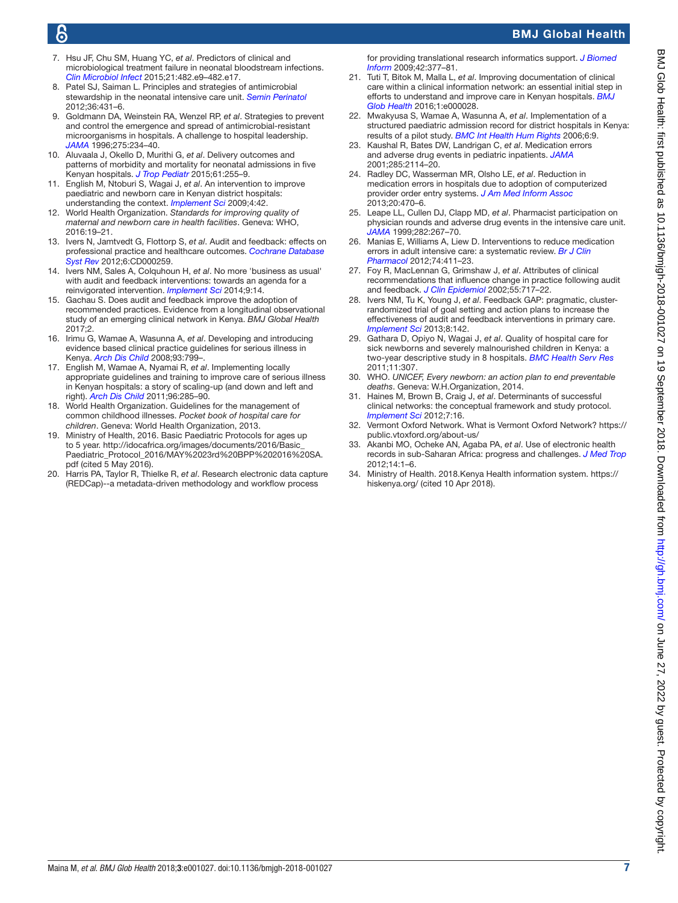7. Hsu JF, Chu SM, Huang YC, *et al*. Predictors of clinical and microbiological treatment failure in neonatal bloodstream infections. *Clin Microbiol Infect* 2015;21:482.e9–482.e17.
8. Patel SJ, Saiman L. Principles and strategies of antimicrobial stewardship in the neonatal intensive care unit. *Semin Perinatol* 2012;36:431–6.
9. Goldmann DA, Weinstein RA, Wenzel RP, *et al*. Strategies to prevent and control the emergence and spread of antimicrobial-resistant microorganisms in hospitals. A challenge to hospital leadership. *JAMA* 1996;275:234–40.
10. Aluvaala J, Okello D, Murithi G, *et al*. Delivery outcomes and patterns of morbidity and mortality for neonatal admissions in five Kenyan hospitals. *J Trop Pediatr* 2015;61:255–9.
11. English M, Ntoburi S, Wagai J, *et al*. An intervention to improve paediatric and newborn care in Kenyan district hospitals: understanding the context. *Implement Sci* 2009;4:42.
12. World Health Organization. *Standards for improving quality of maternal and newborn care in health facilities*. Geneva: WHO, 2016:19–21.
13. Ivers N, Jamtvedt G, Flottorp S, *et al*. Audit and feedback: effects on professional practice and healthcare outcomes. *Cochrane Database Syst Rev* 2012;6:CD000259.
14. Ivers NM, Sales A, Colquhoun H, *et al*. No more 'business as usual' with audit and feedback interventions: towards an agenda for a reinvigorated intervention. *Implement Sci* 2014;9:14.
15. Gachau S. Does audit and feedback improve the adoption of recommended practices. Evidence from a longitudinal observational study of an emerging clinical network in Kenya. *BMJ Global Health* 2017;2.
16. Irimu G, Wamae A, Wasunna A, *et al*. Developing and introducing evidence based clinical practice guidelines for serious illness in Kenya. *Arch Dis Child* 2008;93:799–.
17. English M, Wamae A, Nyamai R, *et al*. Implementing locally appropriate guidelines and training to improve care of serious illness in Kenyan hospitals: a story of scaling-up (and down and left and right). *Arch Dis Child* 2011;96:285–90.
18. World Health Organization. Guidelines for the management of common childhood illnesses. *Pocket book of hospital care for children*. Geneva: World Health Organization, 2013.
19. Ministry of Health, 2016. Basic Paediatric Protocols for ages up to 5 year. http://idocafrica.org/images/documents/2016/Basic_Paediatric_Protocol_2016/MAY%2023rd%20BPP%202016%20SA.pdf (cited 5 May 2016).
20. Harris PA, Taylor R, Thielke R, *et al*. Research electronic data capture (REDCap)--a metadata-driven methodology and workflow process for providing translational research informatics support. *J Biomed Inform* 2009;42:377–81.
21. Tuti T, Bitok M, Malla L, *et al*. Improving documentation of clinical care within a clinical information network: an essential initial step in efforts to understand and improve care in Kenyan hospitals. *BMJ Glob Health* 2016;1:e000028.
22. Mwakyusa S, Wamae A, Wasunna A, *et al*. Implementation of a structured paediatric admission record for district hospitals in Kenya: results of a pilot study. *BMC Int Health Hum Rights* 2006;6:9.
23. Kaushal R, Bates DW, Landrigan C, *et al*. Medication errors and adverse drug events in pediatric inpatients. *JAMA* 2001;285:2114–20.
24. Radley DC, Wasserman MR, Olsho LE, *et al*. Reduction in medication errors in hospitals due to adoption of computerized provider order entry systems. *J Am Med Inform Assoc* 2013;20:470–6.
25. Leape LL, Cullen DJ, Clapp MD, *et al*. Pharmacist participation on physician rounds and adverse drug events in the intensive care unit. *JAMA* 1999;282:267–70.
26. Manias E, Williams A, Liew D. Interventions to reduce medication errors in adult intensive care: a systematic review. *Br J Clin Pharmacol* 2012;74:411–23.
27. Foy R, MacLennan G, Grimshaw J, *et al*. Attributes of clinical recommendations that influence change in practice following audit and feedback. *J Clin Epidemiol* 2002;55:717–22.
28. Ivers NM, Tu K, Young J, *et al*. Feedback GAP: pragmatic, cluster-randomized trial of goal setting and action plans to increase the effectiveness of audit and feedback interventions in primary care. *Implement Sci* 2013;8:142.
29. Gathara D, Opiyo N, Wagai J, *et al*. Quality of hospital care for sick newborns and severely malnourished children in Kenya: a two-year descriptive study in 8 hospitals. *BMC Health Serv Res* 2011;11:307.
30. WHO. *UNICEF, Every newborn: an action plan to end preventable deaths*. Geneva: W.H.Organization, 2014.
31. Haines M, Brown B, Craig J, *et al*. Determinants of successful clinical networks: the conceptual framework and study protocol. *Implement Sci* 2012;7:16.
32. Vermont Oxford Network. What is Vermont Oxford Network? https://public.vtoxford.org/about-us/
33. Akanbi MO, Ocheke AN, Agaba PA, *et al*. Use of electronic health records in sub-Saharan Africa: progress and challenges. *J Med Trop* 2012;14:1–6.
34. Ministry of Health. 2018.Kenya Health information system. https://hiskenya.org/ (cited 10 Apr 2018).